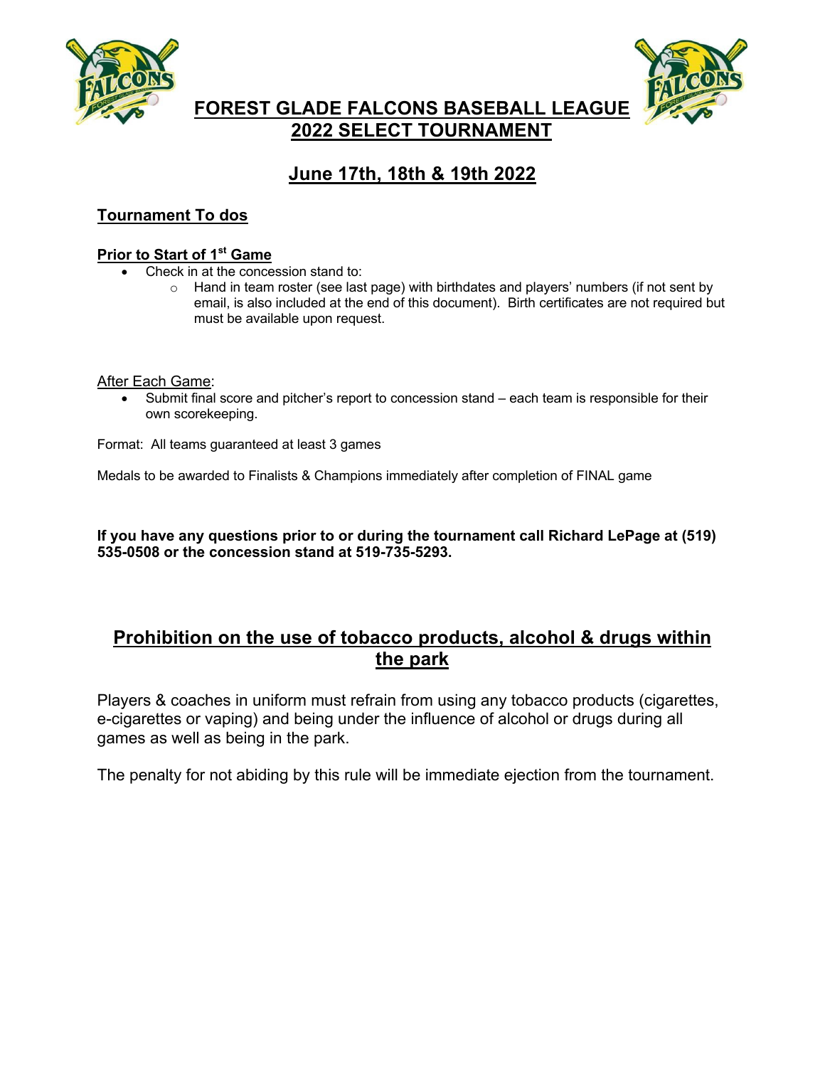# FOREST GLADE FALCONS BASEBALL LEAGUE
# 2022 SELECT TOURNAMENT

## June 17th, 18th & 19th 2022

### Tournament To dos

**Prior to Start of 1st Game**

- Check in at the concession stand to:
  - Hand in team roster (see last page) with birthdates and players' numbers (if not sent by email, is also included at the end of this document). Birth certificates are not required but must be available upon request.

After Each Game:

- Submit final score and pitcher's report to concession stand – each team is responsible for their own scorekeeping.

Format: All teams guaranteed at least 3 games

Medals to be awarded to Finalists & Champions immediately after completion of FINAL game

**If you have any questions prior to or during the tournament call Richard LePage at (519) 535-0508 or the concession stand at 519-735-5293.**

## Prohibition on the use of tobacco products, alcohol & drugs within the park

Players & coaches in uniform must refrain from using any tobacco products (cigarettes, e-cigarettes or vaping) and being under the influence of alcohol or drugs during all games as well as being in the park.

The penalty for not abiding by this rule will be immediate ejection from the tournament.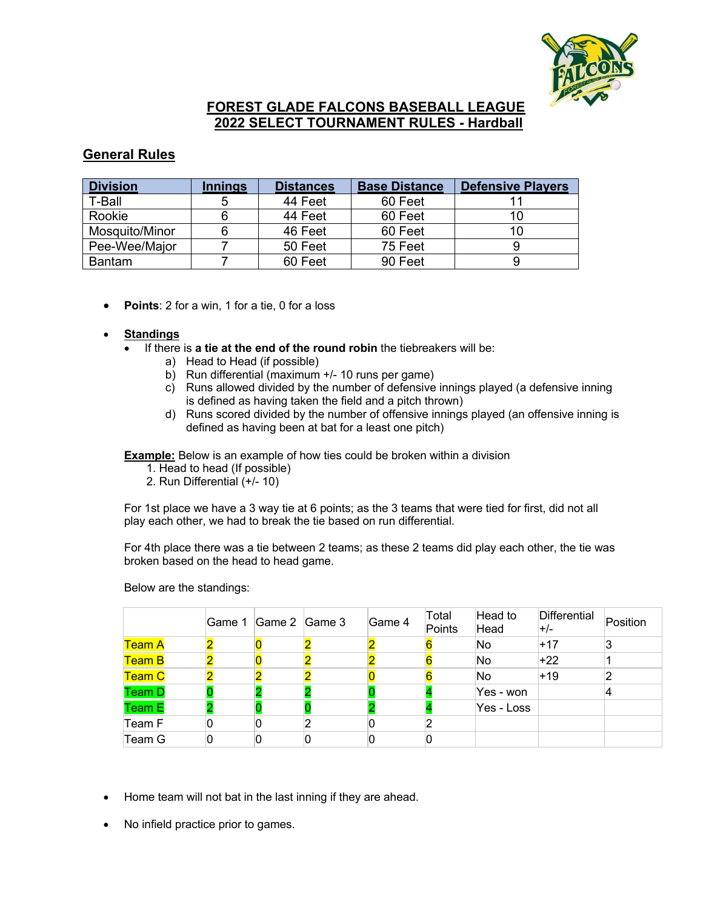# FOREST GLADE FALCONS BASEBALL LEAGUE
# 2022 SELECT TOURNAMENT RULES - Hardball

## General Rules

| Division | Innings | Distances | Base Distance | Defensive Players |
|---|---|---|---|---|
| T-Ball | 5 | 44 Feet | 60 Feet | 11 |
| Rookie | 6 | 44 Feet | 60 Feet | 10 |
| Mosquito/Minor | 6 | 46 Feet | 60 Feet | 10 |
| Pee-Wee/Major | 7 | 50 Feet | 75 Feet | 9 |
| Bantam | 7 | 60 Feet | 90 Feet | 9 |

- **Points**: 2 for a win, 1 for a tie, 0 for a loss

- **Standings**
  - If there is **a tie at the end of the round robin** the tiebreakers will be:
    a) Head to Head (if possible)
    b) Run differential (maximum +/- 10 runs per game)
    c) Runs allowed divided by the number of defensive innings played (a defensive inning is defined as having taken the field and a pitch thrown)
    d) Runs scored divided by the number of offensive innings played (an offensive inning is defined as having been at bat for a least one pitch)

  **Example:** Below is an example of how ties could be broken within a division
  1. Head to head (If possible)
  2. Run Differential (+/- 10)

  For 1st place we have a 3 way tie at 6 points; as the 3 teams that were tied for first, did not all play each other, we had to break the tie based on run differential.

  For 4th place there was a tie between 2 teams; as these 2 teams did play each other, the tie was broken based on the head to head game.

  Below are the standings:

| | Game 1 | Game 2 | Game 3 | Game 4 | Total Points | Head to Head | Differential +/- | Position |
|---|---|---|---|---|---|---|---|---|
| Team A | 2 | 0 | 2 | 2 | 6 | No | +17 | 3 |
| Team B | 2 | 0 | 2 | 2 | 6 | No | +22 | 1 |
| Team C | 2 | 2 | 2 | 0 | 6 | No | +19 | 2 |
| Team D | 0 | 2 | 2 | 0 | 4 | Yes - won | | 4 |
| Team E | 2 | 0 | 0 | 2 | 4 | Yes - Loss | | |
| Team F | 0 | 0 | 2 | 0 | 2 | | | |
| Team G | 0 | 0 | 0 | 0 | 0 | | | |

- Home team will not bat in the last inning if they are ahead.

- No infield practice prior to games.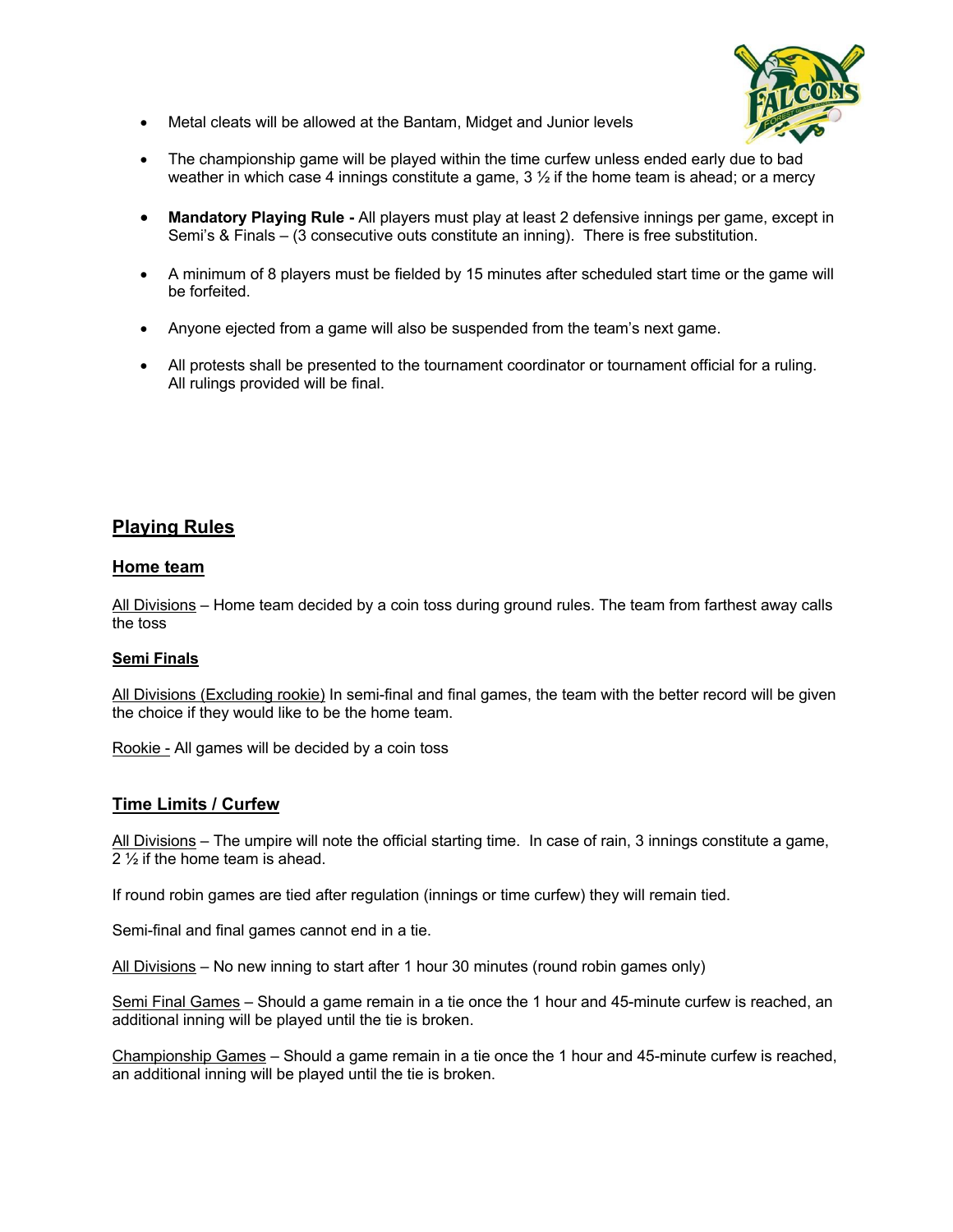- Metal cleats will be allowed at the Bantam, Midget and Junior levels
- The championship game will be played within the time curfew unless ended early due to bad weather in which case 4 innings constitute a game, 3 ½ if the home team is ahead; or a mercy
- **Mandatory Playing Rule -** All players must play at least 2 defensive innings per game, except in Semi's & Finals – (3 consecutive outs constitute an inning). There is free substitution.
- A minimum of 8 players must be fielded by 15 minutes after scheduled start time or the game will be forfeited.
- Anyone ejected from a game will also be suspended from the team's next game.
- All protests shall be presented to the tournament coordinator or tournament official for a ruling. All rulings provided will be final.

## Playing Rules

### Home team

All Divisions – Home team decided by a coin toss during ground rules. The team from farthest away calls the toss

### Semi Finals

All Divisions (Excluding rookie) In semi-final and final games, the team with the better record will be given the choice if they would like to be the home team.

Rookie - All games will be decided by a coin toss

### Time Limits / Curfew

All Divisions – The umpire will note the official starting time. In case of rain, 3 innings constitute a game, 2 ½ if the home team is ahead.

If round robin games are tied after regulation (innings or time curfew) they will remain tied.

Semi-final and final games cannot end in a tie.

All Divisions – No new inning to start after 1 hour 30 minutes (round robin games only)

Semi Final Games – Should a game remain in a tie once the 1 hour and 45-minute curfew is reached, an additional inning will be played until the tie is broken.

Championship Games – Should a game remain in a tie once the 1 hour and 45-minute curfew is reached, an additional inning will be played until the tie is broken.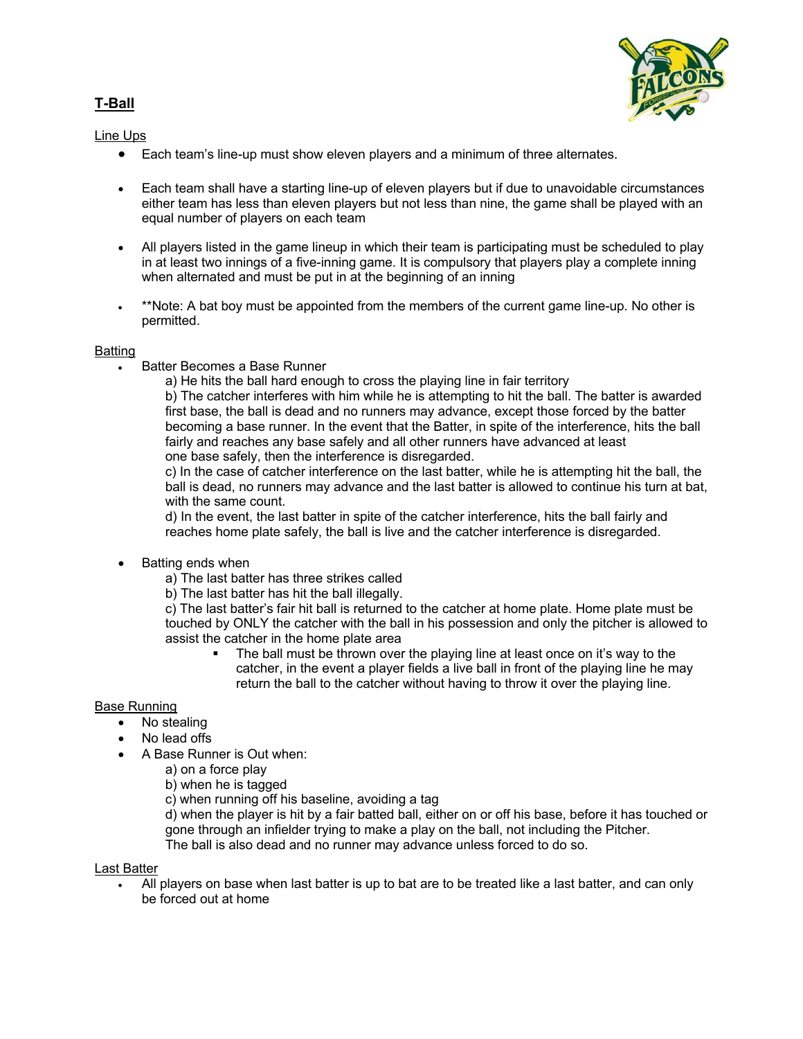## T-Ball

### Line Ups

- Each team's line-up must show eleven players and a minimum of three alternates.
- Each team shall have a starting line-up of eleven players but if due to unavoidable circumstances either team has less than eleven players but not less than nine, the game shall be played with an equal number of players on each team
- All players listed in the game lineup in which their team is participating must be scheduled to play in at least two innings of a five-inning game. It is compulsory that players play a complete inning when alternated and must be put in at the beginning of an inning
- **Note: A bat boy must be appointed from the members of the current game line-up. No other is permitted.

### Batting

- Batter Becomes a Base Runner
  - a) He hits the ball hard enough to cross the playing line in fair territory
  - b) The catcher interferes with him while he is attempting to hit the ball. The batter is awarded first base, the ball is dead and no runners may advance, except those forced by the batter becoming a base runner. In the event that the Batter, in spite of the interference, hits the ball fairly and reaches any base safely and all other runners have advanced at least one base safely, then the interference is disregarded.
  - c) In the case of catcher interference on the last batter, while he is attempting hit the ball, the ball is dead, no runners may advance and the last batter is allowed to continue his turn at bat, with the same count.
  - d) In the event, the last batter in spite of the catcher interference, hits the ball fairly and reaches home plate safely, the ball is live and the catcher interference is disregarded.
- Batting ends when
  - a) The last batter has three strikes called
  - b) The last batter has hit the ball illegally.
  - c) The last batter's fair hit ball is returned to the catcher at home plate. Home plate must be touched by ONLY the catcher with the ball in his possession and only the pitcher is allowed to assist the catcher in the home plate area
    - The ball must be thrown over the playing line at least once on it's way to the catcher, in the event a player fields a live ball in front of the playing line he may return the ball to the catcher without having to throw it over the playing line.

### Base Running

- No stealing
- No lead offs
- A Base Runner is Out when:
  - a) on a force play
  - b) when he is tagged
  - c) when running off his baseline, avoiding a tag
  - d) when the player is hit by a fair batted ball, either on or off his base, before it has touched or gone through an infielder trying to make a play on the ball, not including the Pitcher. The ball is also dead and no runner may advance unless forced to do so.

### Last Batter

- All players on base when last batter is up to bat are to be treated like a last batter, and can only be forced out at home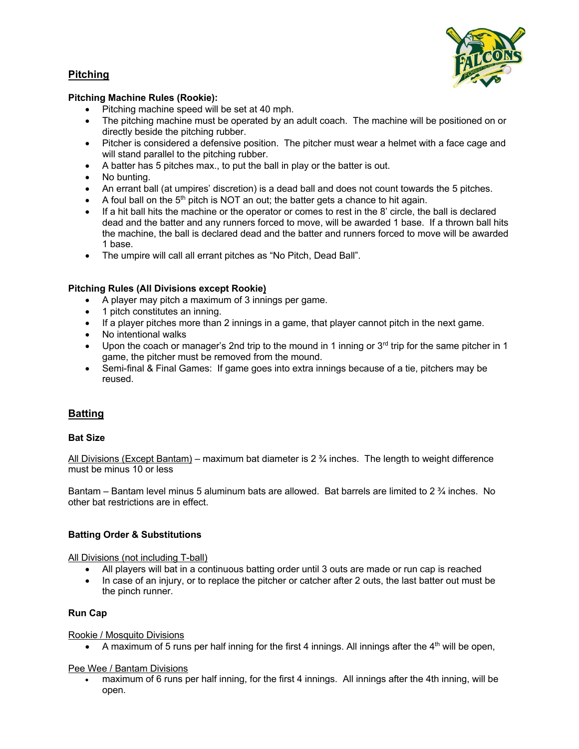## Pitching

### Pitching Machine Rules (Rookie):

- Pitching machine speed will be set at 40 mph.
- The pitching machine must be operated by an adult coach. The machine will be positioned on or directly beside the pitching rubber.
- Pitcher is considered a defensive position. The pitcher must wear a helmet with a face cage and will stand parallel to the pitching rubber.
- A batter has 5 pitches max., to put the ball in play or the batter is out.
- No bunting.
- An errant ball (at umpires' discretion) is a dead ball and does not count towards the 5 pitches.
- A foul ball on the 5th pitch is NOT an out; the batter gets a chance to hit again.
- If a hit ball hits the machine or the operator or comes to rest in the 8' circle, the ball is declared dead and the batter and any runners forced to move, will be awarded 1 base. If a thrown ball hits the machine, the ball is declared dead and the batter and runners forced to move will be awarded 1 base.
- The umpire will call all errant pitches as "No Pitch, Dead Ball".

### Pitching Rules (All Divisions except Rookie)

- A player may pitch a maximum of 3 innings per game.
- 1 pitch constitutes an inning.
- If a player pitches more than 2 innings in a game, that player cannot pitch in the next game.
- No intentional walks
- Upon the coach or manager's 2nd trip to the mound in 1 inning or 3rd trip for the same pitcher in 1 game, the pitcher must be removed from the mound.
- Semi-final & Final Games: If game goes into extra innings because of a tie, pitchers may be reused.

## Batting

### Bat Size

All Divisions (Except Bantam) – maximum bat diameter is 2 ¾ inches. The length to weight difference must be minus 10 or less

Bantam – Bantam level minus 5 aluminum bats are allowed. Bat barrels are limited to 2 ¾ inches. No other bat restrictions are in effect.

### Batting Order & Substitutions

All Divisions (not including T-ball)

- All players will bat in a continuous batting order until 3 outs are made or run cap is reached
- In case of an injury, or to replace the pitcher or catcher after 2 outs, the last batter out must be the pinch runner.

### Run Cap

Rookie / Mosquito Divisions

- A maximum of 5 runs per half inning for the first 4 innings. All innings after the 4th will be open,

Pee Wee / Bantam Divisions

- maximum of 6 runs per half inning, for the first 4 innings. All innings after the 4th inning, will be open.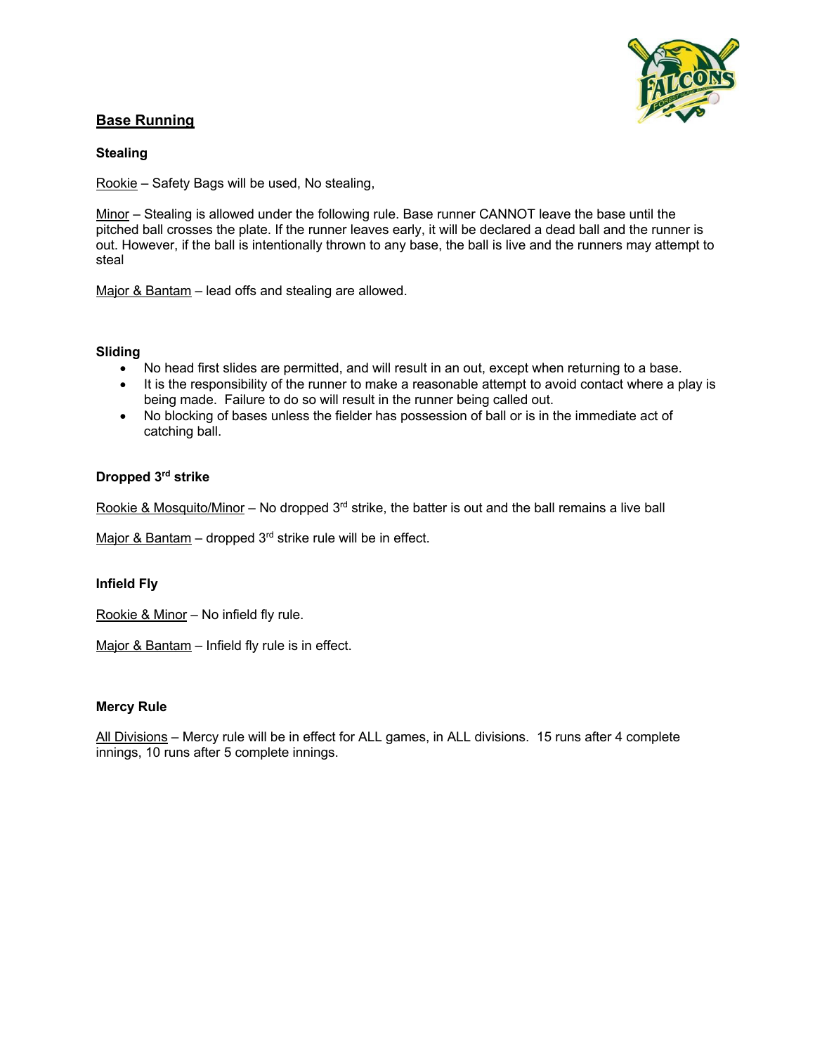## Base Running

### Stealing

Rookie – Safety Bags will be used, No stealing,

Minor – Stealing is allowed under the following rule. Base runner CANNOT leave the base until the pitched ball crosses the plate. If the runner leaves early, it will be declared a dead ball and the runner is out. However, if the ball is intentionally thrown to any base, the ball is live and the runners may attempt to steal

Major & Bantam – lead offs and stealing are allowed.

### Sliding

- No head first slides are permitted, and will result in an out, except when returning to a base.
- It is the responsibility of the runner to make a reasonable attempt to avoid contact where a play is being made. Failure to do so will result in the runner being called out.
- No blocking of bases unless the fielder has possession of ball or is in the immediate act of catching ball.

### Dropped 3rd strike

Rookie & Mosquito/Minor – No dropped 3rd strike, the batter is out and the ball remains a live ball

Major & Bantam – dropped 3rd strike rule will be in effect.

### Infield Fly

Rookie & Minor – No infield fly rule.

Major & Bantam – Infield fly rule is in effect.

### Mercy Rule

All Divisions – Mercy rule will be in effect for ALL games, in ALL divisions. 15 runs after 4 complete innings, 10 runs after 5 complete innings.